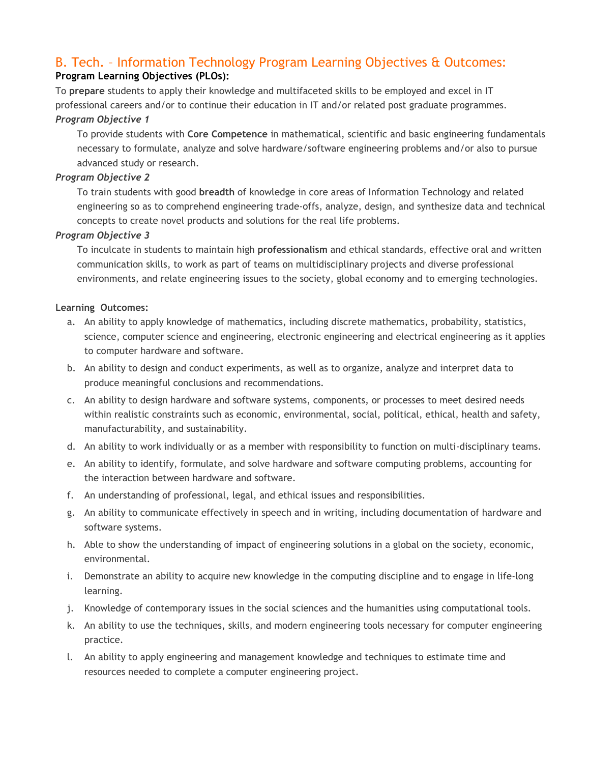## B. Tech. – Information Technology Program Learning Objectives & Outcomes:

**Program Learning Objectives (PLOs):**

To **prepare** students to apply their knowledge and multifaceted skills to be employed and excel in IT professional careers and/or to continue their education in IT and/or related post graduate programmes.

***Program Objective 1***

To provide students with **Core Competence** in mathematical, scientific and basic engineering fundamentals necessary to formulate, analyze and solve hardware/software engineering problems and/or also to pursue advanced study or research.

***Program Objective 2***

To train students with good **breadth** of knowledge in core areas of Information Technology and related engineering so as to comprehend engineering trade-offs, analyze, design, and synthesize data and technical concepts to create novel products and solutions for the real life problems.

***Program Objective 3***

To inculcate in students to maintain high **professionalism** and ethical standards, effective oral and written communication skills, to work as part of teams on multidisciplinary projects and diverse professional environments, and relate engineering issues to the society, global economy and to emerging technologies.

**Learning Outcomes:**

a. An ability to apply knowledge of mathematics, including discrete mathematics, probability, statistics, science, computer science and engineering, electronic engineering and electrical engineering as it applies to computer hardware and software.
b. An ability to design and conduct experiments, as well as to organize, analyze and interpret data to produce meaningful conclusions and recommendations.
c. An ability to design hardware and software systems, components, or processes to meet desired needs within realistic constraints such as economic, environmental, social, political, ethical, health and safety, manufacturability, and sustainability.
d. An ability to work individually or as a member with responsibility to function on multi-disciplinary teams.
e. An ability to identify, formulate, and solve hardware and software computing problems, accounting for the interaction between hardware and software.
f. An understanding of professional, legal, and ethical issues and responsibilities.
g. An ability to communicate effectively in speech and in writing, including documentation of hardware and software systems.
h. Able to show the understanding of impact of engineering solutions in a global on the society, economic, environmental.
i. Demonstrate an ability to acquire new knowledge in the computing discipline and to engage in life-long learning.
j. Knowledge of contemporary issues in the social sciences and the humanities using computational tools.
k. An ability to use the techniques, skills, and modern engineering tools necessary for computer engineering practice.
l. An ability to apply engineering and management knowledge and techniques to estimate time and resources needed to complete a computer engineering project.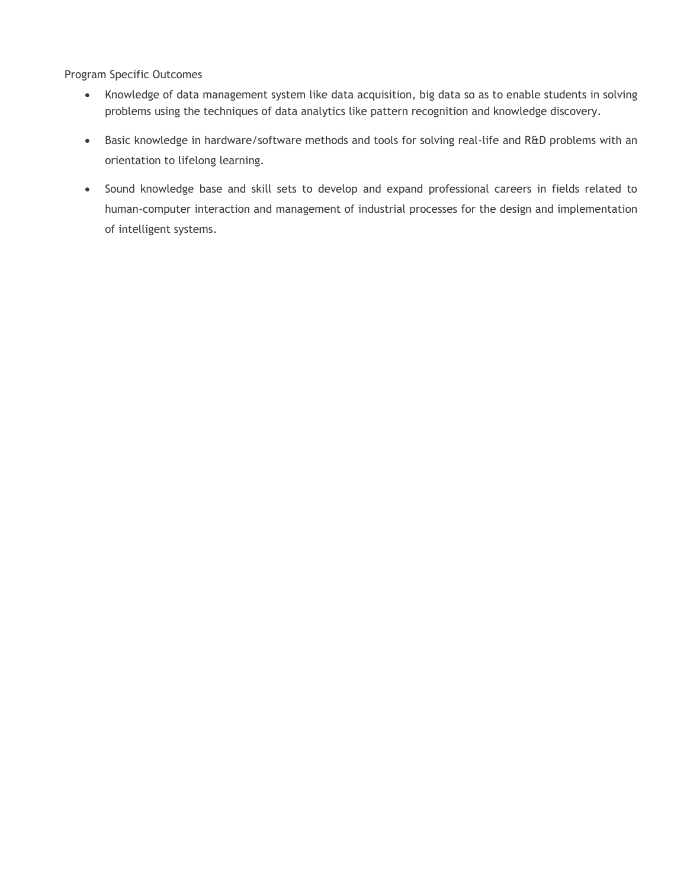Program Specific Outcomes

- Knowledge of data management system like data acquisition, big data so as to enable students in solving problems using the techniques of data analytics like pattern recognition and knowledge discovery.
- Basic knowledge in hardware/software methods and tools for solving real-life and R&D problems with an orientation to lifelong learning.
- Sound knowledge base and skill sets to develop and expand professional careers in fields related to human-computer interaction and management of industrial processes for the design and implementation of intelligent systems.